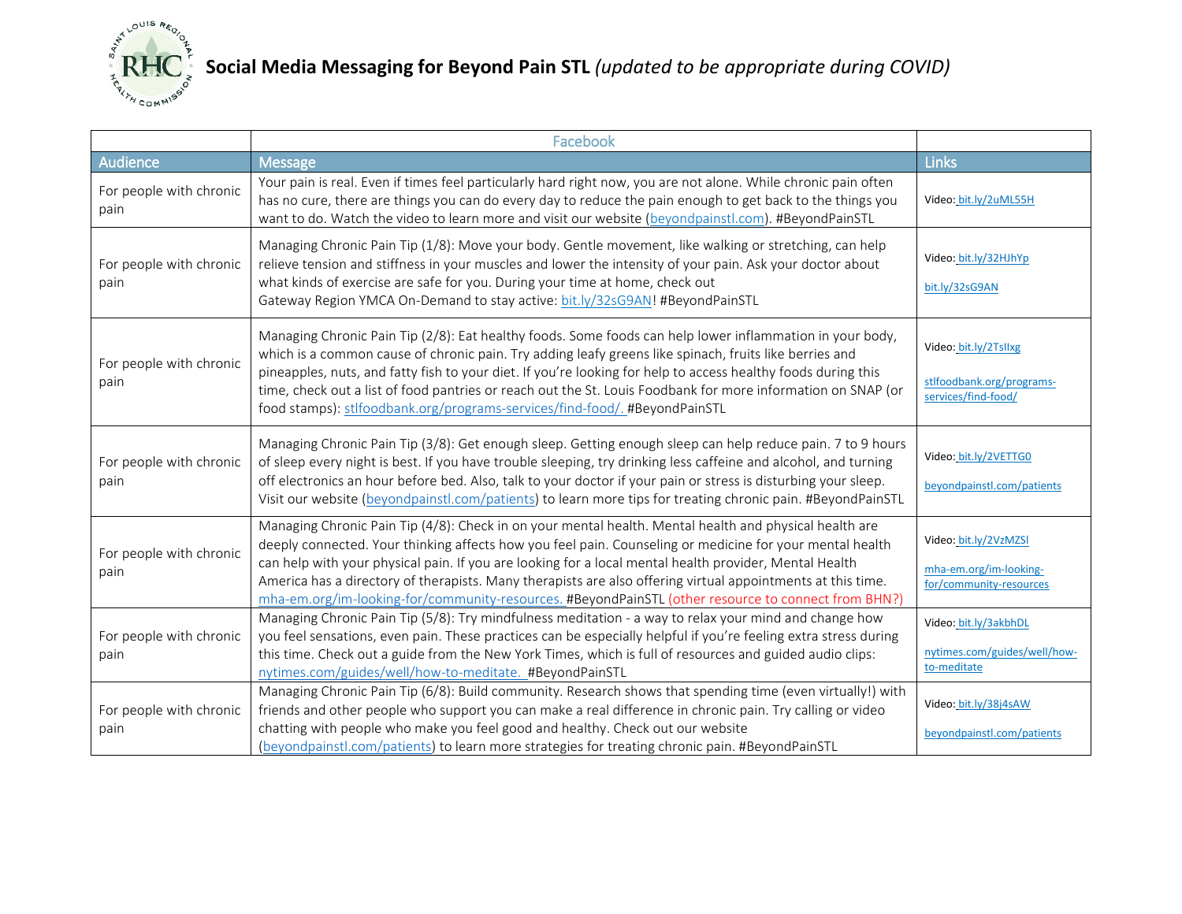# **Social Media Messaging for Beyond Pain STL** *(updated to be appropriate during COVID)*

| | Facebook | |
|---|---|---|
| Audience | Message | Links |
| For people with chronic pain | Your pain is real. Even if times feel particularly hard right now, you are not alone. While chronic pain often has no cure, there are things you can do every day to reduce the pain enough to get back to the things you want to do. Watch the video to learn more and visit our website (beyondpainstl.com). #BeyondPainSTL | Video: bit.ly/2uML55H |
| For people with chronic pain | Managing Chronic Pain Tip (1/8): Move your body. Gentle movement, like walking or stretching, can help relieve tension and stiffness in your muscles and lower the intensity of your pain. Ask your doctor about what kinds of exercise are safe for you. During your time at home, check out Gateway Region YMCA On-Demand to stay active: bit.ly/32sG9AN! #BeyondPainSTL | Video: bit.ly/32HJhYp<br><br>bit.ly/32sG9AN |
| For people with chronic pain | Managing Chronic Pain Tip (2/8): Eat healthy foods. Some foods can help lower inflammation in your body, which is a common cause of chronic pain. Try adding leafy greens like spinach, fruits like berries and pineapples, nuts, and fatty fish to your diet. If you're looking for help to access healthy foods during this time, check out a list of food pantries or reach out the St. Louis Foodbank for more information on SNAP (or food stamps): stlfoodbank.org/programs-services/find-food/. #BeyondPainSTL | Video: bit.ly/2TsIlxg<br><br>stlfoodbank.org/programs-services/find-food/ |
| For people with chronic pain | Managing Chronic Pain Tip (3/8): Get enough sleep. Getting enough sleep can help reduce pain. 7 to 9 hours of sleep every night is best. If you have trouble sleeping, try drinking less caffeine and alcohol, and turning off electronics an hour before bed. Also, talk to your doctor if your pain or stress is disturbing your sleep. Visit our website (beyondpainstl.com/patients) to learn more tips for treating chronic pain. #BeyondPainSTL | Video: bit.ly/2VETTG0<br><br>beyondpainstl.com/patients |
| For people with chronic pain | Managing Chronic Pain Tip (4/8): Check in on your mental health. Mental health and physical health are deeply connected. Your thinking affects how you feel pain. Counseling or medicine for your mental health can help with your physical pain. If you are looking for a local mental health provider, Mental Health America has a directory of therapists. Many therapists are also offering virtual appointments at this time. mha-em.org/im-looking-for/community-resources. #BeyondPainSTL (other resource to connect from BHN?) | Video: bit.ly/2VzMZSl<br><br>mha-em.org/im-looking-for/community-resources |
| For people with chronic pain | Managing Chronic Pain Tip (5/8): Try mindfulness meditation - a way to relax your mind and change how you feel sensations, even pain. These practices can be especially helpful if you're feeling extra stress during this time. Check out a guide from the New York Times, which is full of resources and guided audio clips: nytimes.com/guides/well/how-to-meditate. #BeyondPainSTL | Video: bit.ly/3akbhDL<br><br>nytimes.com/guides/well/how-to-meditate |
| For people with chronic pain | Managing Chronic Pain Tip (6/8): Build community. Research shows that spending time (even virtually!) with friends and other people who support you can make a real difference in chronic pain. Try calling or video chatting with people who make you feel good and healthy. Check out our website (beyondpainstl.com/patients) to learn more strategies for treating chronic pain. #BeyondPainSTL | Video: bit.ly/38j4sAW<br><br>beyondpainstl.com/patients |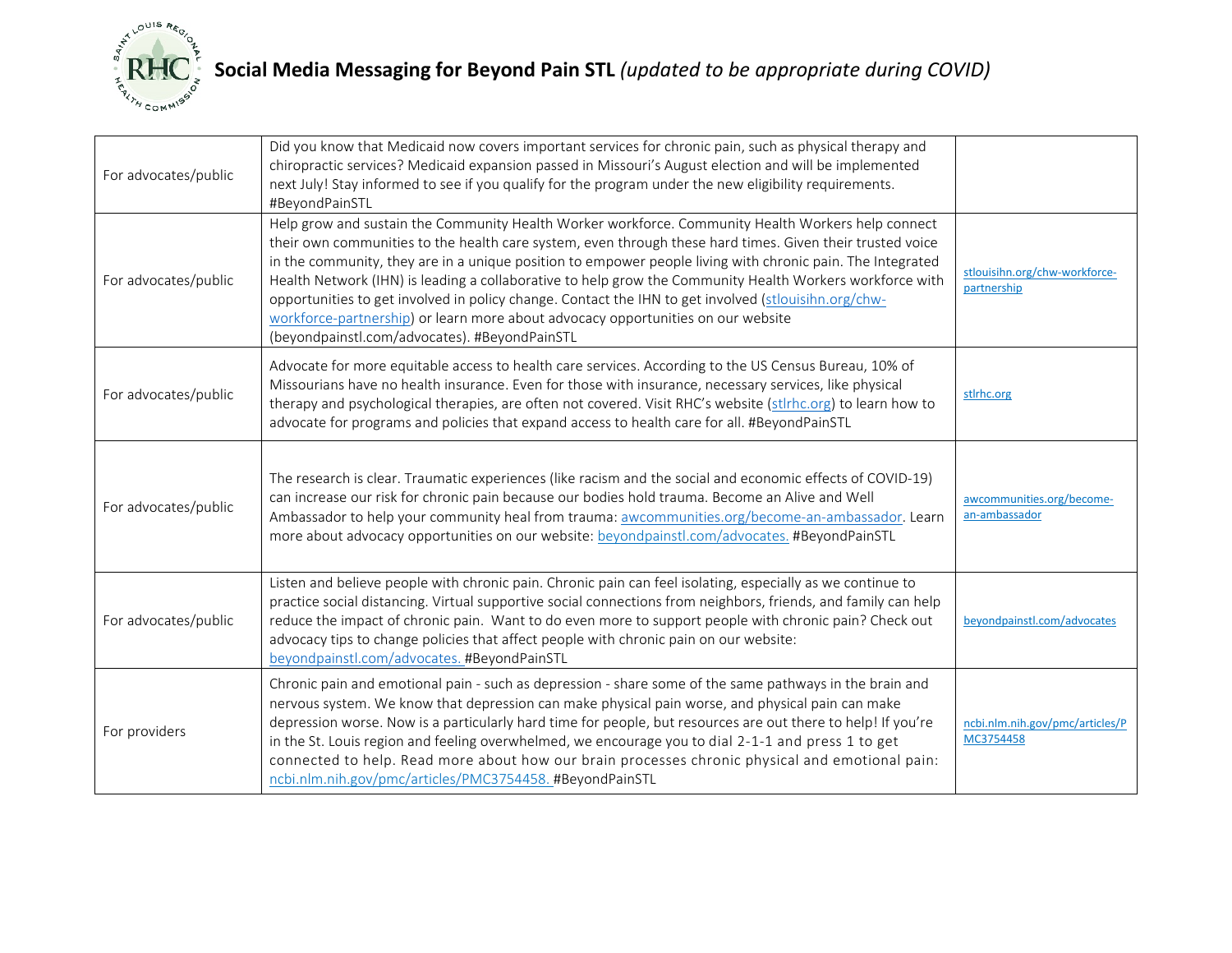# Social Media Messaging for Beyond Pain STL *(updated to be appropriate during COVID)*

| | | |
|---|---|---|
| For advocates/public | Did you know that Medicaid now covers important services for chronic pain, such as physical therapy and chiropractic services? Medicaid expansion passed in Missouri's August election and will be implemented next July! Stay informed to see if you qualify for the program under the new eligibility requirements. #BeyondPainSTL | |
| For advocates/public | Help grow and sustain the Community Health Worker workforce. Community Health Workers help connect their own communities to the health care system, even through these hard times. Given their trusted voice in the community, they are in a unique position to empower people living with chronic pain. The Integrated Health Network (IHN) is leading a collaborative to help grow the Community Health Workers workforce with opportunities to get involved in policy change. Contact the IHN to get involved (stlouisihn.org/chw-workforce-partnership) or learn more about advocacy opportunities on our website (beyondpainstl.com/advocates). #BeyondPainSTL | stlouisihn.org/chw-workforce-partnership |
| For advocates/public | Advocate for more equitable access to health care services. According to the US Census Bureau, 10% of Missourians have no health insurance. Even for those with insurance, necessary services, like physical therapy and psychological therapies, are often not covered. Visit RHC's website (stlrhc.org) to learn how to advocate for programs and policies that expand access to health care for all. #BeyondPainSTL | stlrhc.org |
| For advocates/public | The research is clear. Traumatic experiences (like racism and the social and economic effects of COVID-19) can increase our risk for chronic pain because our bodies hold trauma. Become an Alive and Well Ambassador to help your community heal from trauma: awcommunities.org/become-an-ambassador. Learn more about advocacy opportunities on our website: beyondpainstl.com/advocates. #BeyondPainSTL | awcommunities.org/become-an-ambassador |
| For advocates/public | Listen and believe people with chronic pain. Chronic pain can feel isolating, especially as we continue to practice social distancing. Virtual supportive social connections from neighbors, friends, and family can help reduce the impact of chronic pain. Want to do even more to support people with chronic pain? Check out advocacy tips to change policies that affect people with chronic pain on our website: beyondpainstl.com/advocates. #BeyondPainSTL | beyondpainstl.com/advocates |
| For providers | Chronic pain and emotional pain - such as depression - share some of the same pathways in the brain and nervous system. We know that depression can make physical pain worse, and physical pain can make depression worse. Now is a particularly hard time for people, but resources are out there to help! If you're in the St. Louis region and feeling overwhelmed, we encourage you to dial 2-1-1 and press 1 to get connected to help. Read more about how our brain processes chronic physical and emotional pain: ncbi.nlm.nih.gov/pmc/articles/PMC3754458. #BeyondPainSTL | ncbi.nlm.nih.gov/pmc/articles/PMC3754458 |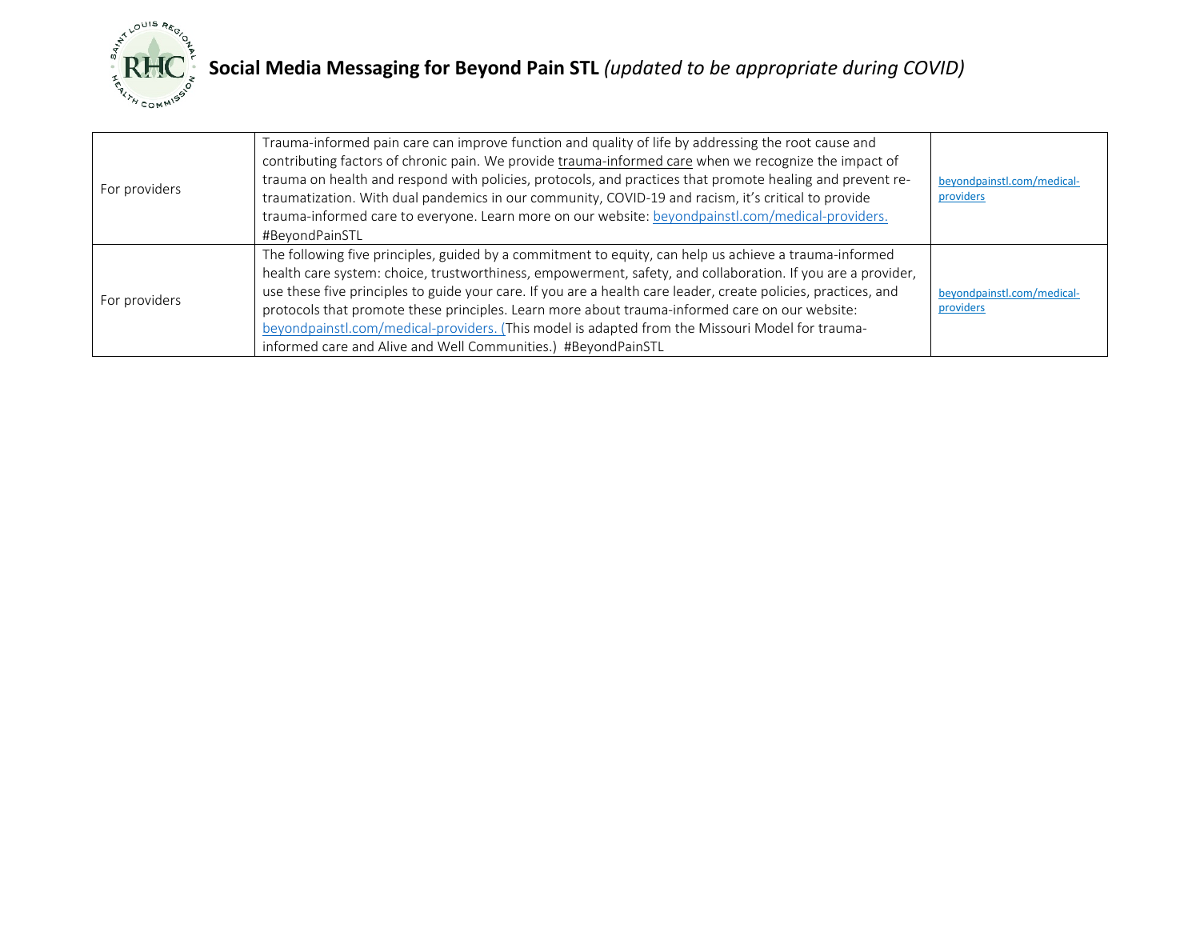# **Social Media Messaging for Beyond Pain STL** *(updated to be appropriate during COVID)*

| | | |
|---|---|---|
| For providers | Trauma-informed pain care can improve function and quality of life by addressing the root cause and contributing factors of chronic pain. We provide trauma-informed care when we recognize the impact of trauma on health and respond with policies, protocols, and practices that promote healing and prevent re-traumatization. With dual pandemics in our community, COVID-19 and racism, it's critical to provide trauma-informed care to everyone. Learn more on our website: beyondpainstl.com/medical-providers. #BeyondPainSTL | beyondpainstl.com/medical-providers |
| For providers | The following five principles, guided by a commitment to equity, can help us achieve a trauma-informed health care system: choice, trustworthiness, empowerment, safety, and collaboration. If you are a provider, use these five principles to guide your care. If you are a health care leader, create policies, practices, and protocols that promote these principles. Learn more about trauma-informed care on our website: beyondpainstl.com/medical-providers. (This model is adapted from the Missouri Model for trauma-informed care and Alive and Well Communities.) #BeyondPainSTL | beyondpainstl.com/medical-providers |